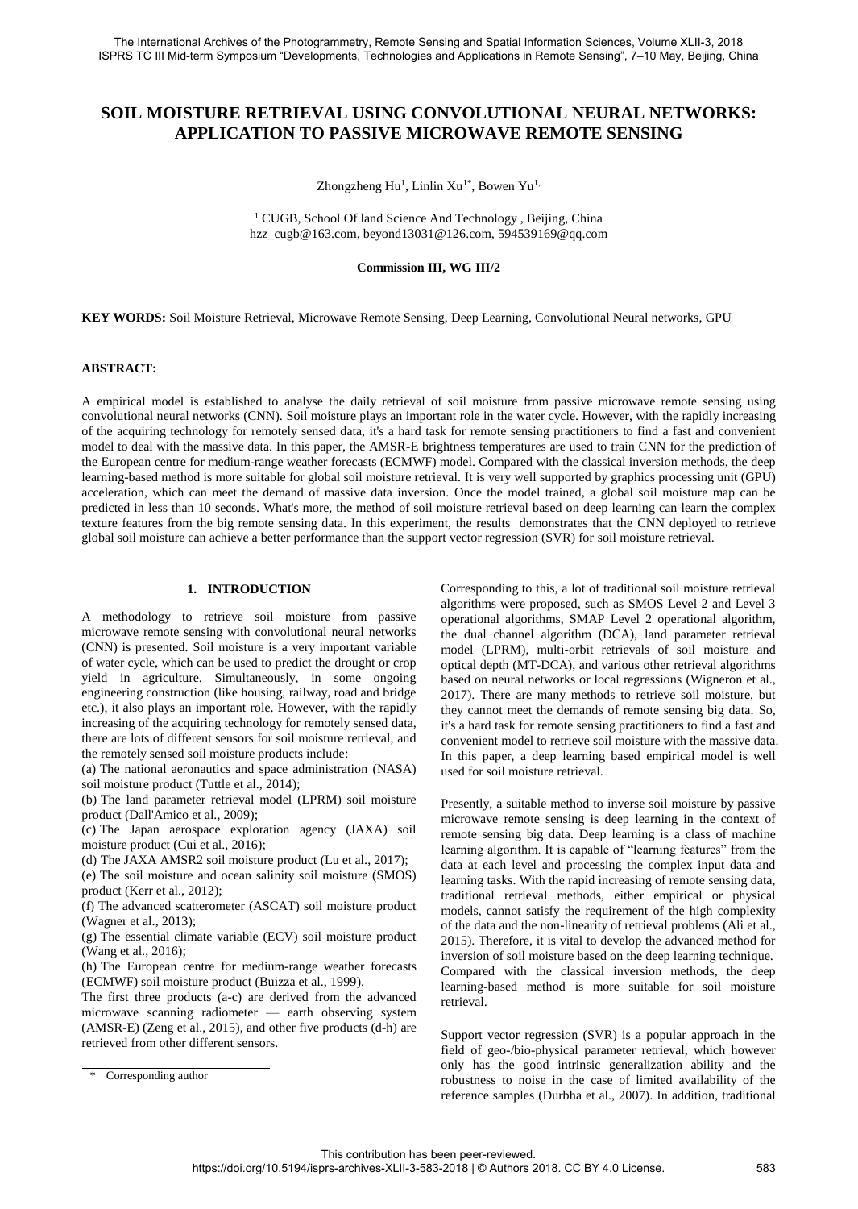# SOIL MOISTURE RETRIEVAL USING CONVOLUTIONAL NEURAL NETWORKS: APPLICATION TO PASSIVE MICROWAVE REMOTE SENSING

Zhongzheng Hu[1], Linlin Xu[1*], Bowen Yu[1,]

[1] CUGB, School Of land Science And Technology , Beijing, China
hzz_cugb@163.com, beyond13031@126.com, 594539169@qq.com

**Commission III, WG III/2**

**KEY WORDS:** Soil Moisture Retrieval, Microwave Remote Sensing, Deep Learning, Convolutional Neural networks, GPU

## ABSTRACT:

A empirical model is established to analyse the daily retrieval of soil moisture from passive microwave remote sensing using convolutional neural networks (CNN). Soil moisture plays an important role in the water cycle. However, with the rapidly increasing of the acquiring technology for remotely sensed data, it's a hard task for remote sensing practitioners to find a fast and convenient model to deal with the massive data. In this paper, the AMSR-E brightness temperatures are used to train CNN for the prediction of the European centre for medium-range weather forecasts (ECMWF) model. Compared with the classical inversion methods, the deep learning-based method is more suitable for global soil moisture retrieval. It is very well supported by graphics processing unit (GPU) acceleration, which can meet the demand of massive data inversion. Once the model trained, a global soil moisture map can be predicted in less than 10 seconds. What's more, the method of soil moisture retrieval based on deep learning can learn the complex texture features from the big remote sensing data. In this experiment, the results demonstrates that the CNN deployed to retrieve global soil moisture can achieve a better performance than the support vector regression (SVR) for soil moisture retrieval.

## 1. INTRODUCTION

A methodology to retrieve soil moisture from passive microwave remote sensing with convolutional neural networks (CNN) is presented. Soil moisture is a very important variable of water cycle, which can be used to predict the drought or crop yield in agriculture. Simultaneously, in some ongoing engineering construction (like housing, railway, road and bridge etc.), it also plays an important role. However, with the rapidly increasing of the acquiring technology for remotely sensed data, there are lots of different sensors for soil moisture retrieval, and the remotely sensed soil moisture products include:

(a) The national aeronautics and space administration (NASA) soil moisture product (Tuttle et al., 2014);
(b) The land parameter retrieval model (LPRM) soil moisture product (Dall'Amico et al., 2009);
(c) The Japan aerospace exploration agency (JAXA) soil moisture product (Cui et al., 2016);
(d) The JAXA AMSR2 soil moisture product (Lu et al., 2017);
(e) The soil moisture and ocean salinity soil moisture (SMOS) product (Kerr et al., 2012);
(f) The advanced scatterometer (ASCAT) soil moisture product (Wagner et al., 2013);
(g) The essential climate variable (ECV) soil moisture product (Wang et al., 2016);
(h) The European centre for medium-range weather forecasts (ECMWF) soil moisture product (Buizza et al., 1999).

The first three products (a-c) are derived from the advanced microwave scanning radiometer — earth observing system (AMSR-E) (Zeng et al., 2015), and other five products (d-h) are retrieved from other different sensors.

Corresponding to this, a lot of traditional soil moisture retrieval algorithms were proposed, such as SMOS Level 2 and Level 3 operational algorithms, SMAP Level 2 operational algorithm, the dual channel algorithm (DCA), land parameter retrieval model (LPRM), multi-orbit retrievals of soil moisture and optical depth (MT-DCA), and various other retrieval algorithms based on neural networks or local regressions (Wigneron et al., 2017). There are many methods to retrieve soil moisture, but they cannot meet the demands of remote sensing big data. So, it's a hard task for remote sensing practitioners to find a fast and convenient model to retrieve soil moisture with the massive data. In this paper, a deep learning based empirical model is well used for soil moisture retrieval.

Presently, a suitable method to inverse soil moisture by passive microwave remote sensing is deep learning in the context of remote sensing big data. Deep learning is a class of machine learning algorithm. It is capable of "learning features" from the data at each level and processing the complex input data and learning tasks. With the rapid increasing of remote sensing data, traditional retrieval methods, either empirical or physical models, cannot satisfy the requirement of the high complexity of the data and the non-linearity of retrieval problems (Ali et al., 2015). Therefore, it is vital to develop the advanced method for inversion of soil moisture based on the deep learning technique. Compared with the classical inversion methods, the deep learning-based method is more suitable for soil moisture retrieval.

Support vector regression (SVR) is a popular approach in the field of geo-/bio-physical parameter retrieval, which however only has the good intrinsic generalization ability and the robustness to noise in the case of limited availability of the reference samples (Durbha et al., 2007). In addition, traditional

\* Corresponding author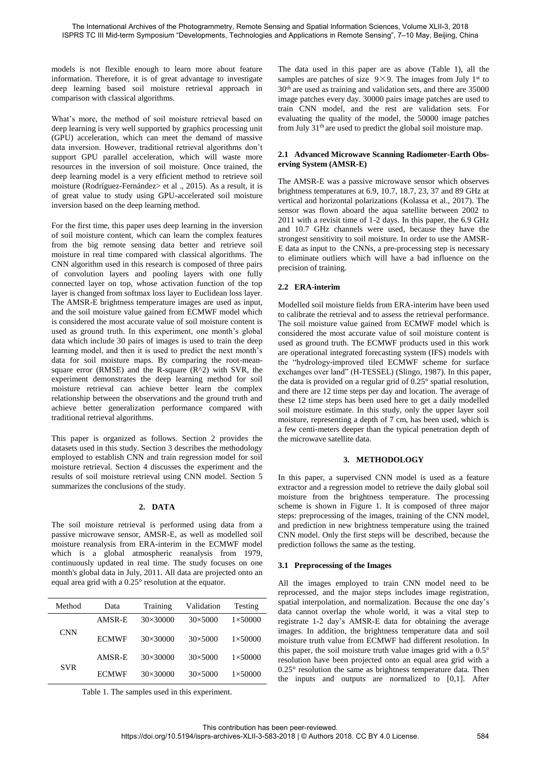models is not flexible enough to learn more about feature information. Therefore, it is of great advantage to investigate deep learning based soil moisture retrieval approach in comparison with classical algorithms.

What's more, the method of soil moisture retrieval based on deep learning is very well supported by graphics processing unit (GPU) acceleration, which can meet the demand of massive data inversion. However, traditional retrieval algorithms don't support GPU parallel acceleration, which will waste more resources in the inversion of soil moisture. Once trained, the deep learning model is a very efficient method to retrieve soil moisture (Rodríguez-Fernández> et al ., 2015). As a result, it is of great value to study using GPU-accelerated soil moisture inversion based on the deep learning method.

For the first time, this paper uses deep learning in the inversion of soil moisture content, which can learn the complex features from the big remote sensing data better and retrieve soil moisture in real time compared with classical algorithms. The CNN algorithm used in this research is composed of three pairs of convolution layers and pooling layers with one fully connected layer on top, whose activation function of the top layer is changed from softmax loss layer to Euclidean loss layer. The AMSR-E brightness temperature images are used as input, and the soil moisture value gained from ECMWF model which is considered the most accurate value of soil moisture content is used as ground truth. In this experiment, one month's global data which include 30 pairs of images is used to train the deep learning model, and then it is used to predict the next month's data for soil moisture maps. By comparing the root-mean-square error (RMSE) and the R-square ($R^2$) with SVR, the experiment demonstrates the deep learning method for soil moisture retrieval can achieve better learn the complex relationship between the observations and the ground truth and achieve better generalization performance compared with traditional retrieval algorithms.

This paper is organized as follows. Section 2 provides the datasets used in this study. Section 3 describes the methodology employed to establish CNN and train regression model for soil moisture retrieval. Section 4 discusses the experiment and the results of soil moisture retrieval using CNN model. Section 5 summarizes the conclusions of the study.

## 2. DATA

The soil moisture retrieval is performed using data from a passive microwave sensor, AMSR-E, as well as modelled soil moisture reanalysis from ERA-interim in the ECMWF model which is a global atmospheric reanalysis from 1979, continuously updated in real time. The study focuses on one month's global data in July, 2011. All data are projected onto an equal area grid with a 0.25° resolution at the equator.

| Method | Data | Training | Validation | Testing |
|---|---|---|---|---|
| CNN | AMSR-E | 30×30000 | 30×5000 | 1×50000 |
| | ECMWF | 30×30000 | 30×5000 | 1×50000 |
| SVR | AMSR-E | 30×30000 | 30×5000 | 1×50000 |
| | ECMWF | 30×30000 | 30×5000 | 1×50000 |

Table 1. The samples used in this experiment.

The data used in this paper are as above (Table 1), all the samples are patches of size 9×9. The images from July 1st to 30th are used as training and validation sets, and there are 35000 image patches every day. 30000 pairs image patches are used to train CNN model, and the rest are validation sets. For evaluating the quality of the model, the 50000 image patches from July 31th are used to predict the global soil moisture map.

### 2.1 Advanced Microwave Scanning Radiometer-Earth Observing System (AMSR-E)

The AMSR-E was a passive microwave sensor which observes brightness temperatures at 6.9, 10.7, 18.7, 23, 37 and 89 GHz at vertical and horizontal polarizations (Kolassa et al., 2017). The sensor was flown aboard the aqua satellite between 2002 to 2011 with a revisit time of 1-2 days. In this paper, the 6.9 GHz and 10.7 GHz channels were used, because they have the strongest sensitivity to soil moisture. In order to use the AMSR-E data as input to the CNNs, a pre-processing step is necessary to eliminate outliers which will have a bad influence on the precision of training.

### 2.2 ERA-interim

Modelled soil moisture fields from ERA-interim have been used to calibrate the retrieval and to assess the retrieval performance. The soil moisture value gained from ECMWF model which is considered the most accurate value of soil moisture content is used as ground truth. The ECMWF products used in this work are operational integrated forecasting system (IFS) models with the "hydrology-improved tiled ECMWF scheme for surface exchanges over land" (H-TESSEL) (Slingo, 1987). In this paper, the data is provided on a regular grid of 0.25° spatial resolution, and there are 12 time steps per day and location. The average of these 12 time steps has been used here to get a daily modelled soil moisture estimate. In this study, only the upper layer soil moisture, representing a depth of 7 cm, has been used, which is a few centi-meters deeper than the typical penetration depth of the microwave satellite data.

## 3. METHODOLOGY

In this paper, a supervised CNN model is used as a feature extractor and a regression model to retrieve the daily global soil moisture from the brightness temperature. The processing scheme is shown in Figure 1. It is composed of three major steps: preprocessing of the images, training of the CNN model, and prediction in new brightness temperature using the trained CNN model. Only the first steps will be described, because the prediction follows the same as the testing.

### 3.1 Preprocessing of the Images

All the images employed to train CNN model need to be reprocessed, and the major steps includes image registration, spatial interpolation, and normalization. Because the one day's data cannot overlap the whole world, it was a vital step to registrate 1-2 day's AMSR-E data for obtaining the average images. In addition, the brightness temperature data and soil moisture truth value from ECMWF had different resolution. In this paper, the soil moisture truth value images grid with a 0.5° resolution have been projected onto an equal area grid with a 0.25° resolution the same as brightness temperature data. Then the inputs and outputs are normalized to [0,1]. After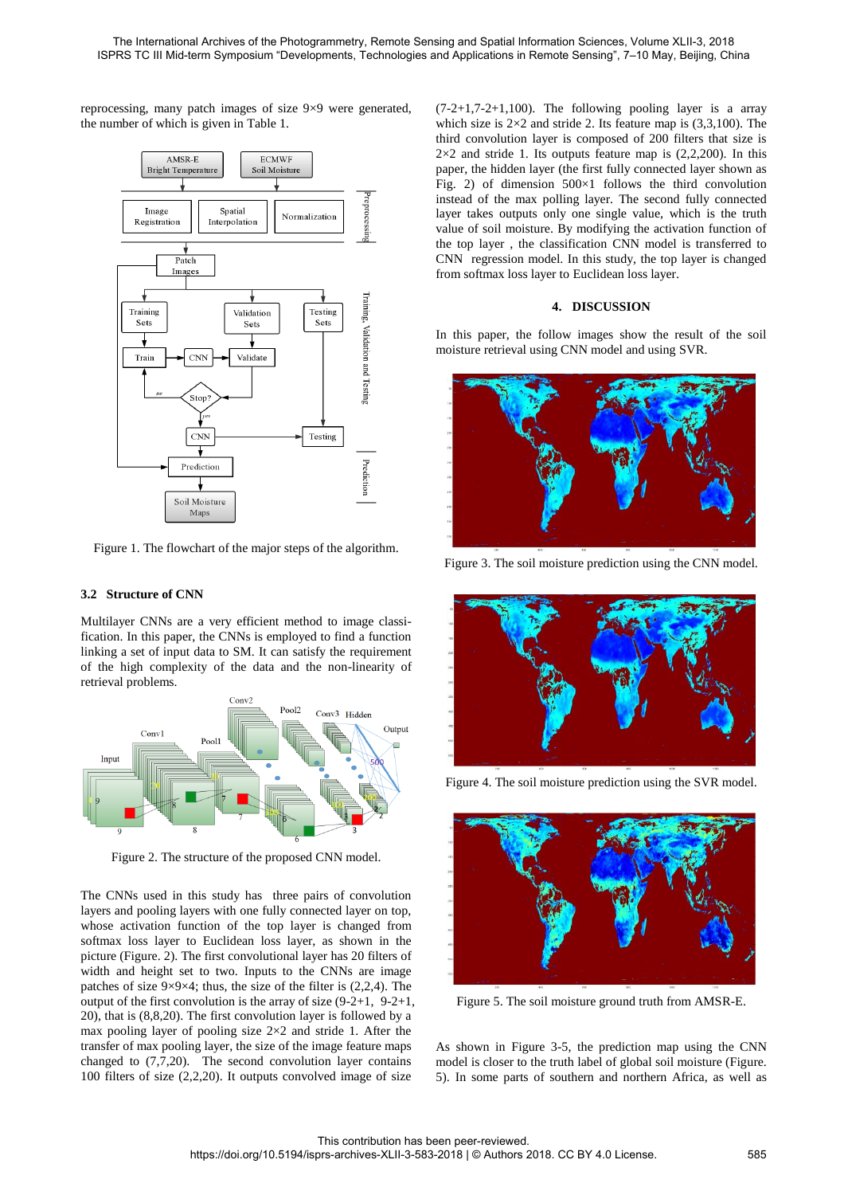reprocessing, many patch images of size 9×9 were generated, the number of which is given in Table 1.

Figure 1. The flowchart of the major steps of the algorithm.

### 3.2 Structure of CNN

Multilayer CNNs are a very efficient method to image classification. In this paper, the CNNs is employed to find a function linking a set of input data to SM. It can satisfy the requirement of the high complexity of the data and the non-linearity of retrieval problems.

Figure 2. The structure of the proposed CNN model.

The CNNs used in this study has three pairs of convolution layers and pooling layers with one fully connected layer on top, whose activation function of the top layer is changed from softmax loss layer to Euclidean loss layer, as shown in the picture (Figure. 2). The first convolutional layer has 20 filters of width and height set to two. Inputs to the CNNs are image patches of size 9×9×4; thus, the size of the filter is (2,2,4). The output of the first convolution is the array of size (9-2+1, 9-2+1, 20), that is (8,8,20). The first convolution layer is followed by a max pooling layer of pooling size 2×2 and stride 1. After the transfer of max pooling layer, the size of the image feature maps changed to (7,7,20). The second convolution layer contains 100 filters of size (2,2,20). It outputs convolved image of size (7-2+1,7-2+1,100). The following pooling layer is a array which size is 2×2 and stride 2. Its feature map is (3,3,100). The third convolution layer is composed of 200 filters that size is 2×2 and stride 1. Its outputs feature map is (2,2,200). In this paper, the hidden layer (the first fully connected layer shown as Fig. 2) of dimension 500×1 follows the third convolution instead of the max polling layer. The second fully connected layer takes outputs only one single value, which is the truth value of soil moisture. By modifying the activation function of the top layer , the classification CNN model is transferred to CNN regression model. In this study, the top layer is changed from softmax loss layer to Euclidean loss layer.

## 4. DISCUSSION

In this paper, the follow images show the result of the soil moisture retrieval using CNN model and using SVR.

Figure 3. The soil moisture prediction using the CNN model.

Figure 4. The soil moisture prediction using the SVR model.

Figure 5. The soil moisture ground truth from AMSR-E.

As shown in Figure 3-5, the prediction map using the CNN model is closer to the truth label of global soil moisture (Figure. 5). In some parts of southern and northern Africa, as well as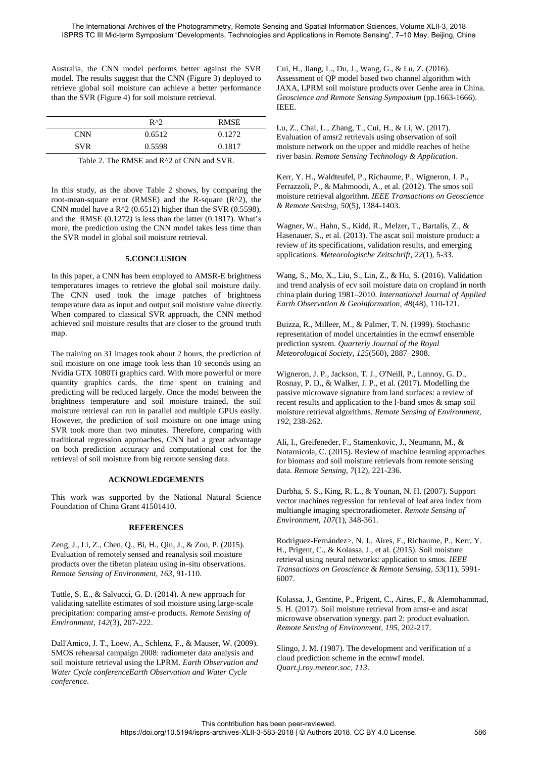Australia, the CNN model performs better against the SVR model. The results suggest that the CNN (Figure 3) deployed to retrieve global soil moisture can achieve a better performance than the SVR (Figure 4) for soil moisture retrieval.

| | R^2 | RMSE |
|---|---|---|
| CNN | 0.6512 | 0.1272 |
| SVR | 0.5598 | 0.1817 |

Table 2. The RMSE and R^2 of CNN and SVR.

In this study, as the above Table 2 shows, by comparing the root-mean-square error (RMSE) and the R-square (R^2), the CNN model have a R^2 (0.6512) higher than the SVR (0.5598), and the RMSE (0.1272) is less than the latter (0.1817). What's more, the prediction using the CNN model takes less time than the SVR model in global soil moisture retrieval.

## 5.CONCLUSION

In this paper, a CNN has been employed to AMSR-E brightness temperatures images to retrieve the global soil moisture daily. The CNN used took the image patches of brightness temperature data as input and output soil moisture value directly. When compared to classical SVR approach, the CNN method achieved soil moisture results that are closer to the ground truth map.

The training on 31 images took about 2 hours, the prediction of soil moisture on one image took less than 10 seconds using an Nvidia GTX 1080Ti graphics card. With more powerful or more quantity graphics cards, the time spent on training and predicting will be reduced largely. Once the model between the brightness temperature and soil moisture trained, the soil moisture retrieval can run in parallel and multiple GPUs easily. However, the prediction of soil moisture on one image using SVR took more than two minutes. Therefore, comparing with traditional regression approaches, CNN had a great advantage on both prediction accuracy and computational cost for the retrieval of soil moisture from big remote sensing data.

## ACKNOWLEDGEMENTS

This work was supported by the National Natural Science Foundation of China Grant 41501410.

## REFERENCES

Zeng, J., Li, Z., Chen, Q., Bi, H., Qiu, J., & Zou, P. (2015). Evaluation of remotely sensed and reanalysis soil moisture products over the tibetan plateau using in-situ observations. *Remote Sensing of Environment, 163*, 91-110.

Tuttle, S. E., & Salvucci, G. D. (2014). A new approach for validating satellite estimates of soil moisture using large-scale precipitation: comparing amsr-e products. *Remote Sensing of Environment, 142*(3), 207-222.

Dall'Amico, J. T., Loew, A., Schlenz, F., & Mauser, W. (2009). SMOS rehearsal campaign 2008: radiometer data analysis and soil moisture retrieval using the LPRM. *Earth Observation and Water Cycle conferenceEarth Observation and Water Cycle conference*.

Cui, H., Jiang, L., Du, J., Wang, G., & Lu, Z. (2016). Assessment of QP model based two channel algorithm with JAXA, LPRM soil moisture products over Genhe area in China. *Geoscience and Remote Sensing Symposium* (pp.1663-1666). IEEE.

Lu, Z., Chai, L., Zhang, T., Cui, H., & Li, W. (2017). Evaluation of amsr2 retrievals using observation of soil moisture network on the upper and middle reaches of heihe river basin. *Remote Sensing Technology & Application*.

Kerr, Y. H., Waldteufel, P., Richaume, P., Wigneron, J. P., Ferrazzoli, P., & Mahmoodi, A., et al. (2012). The smos soil moisture retrieval algorithm. *IEEE Transactions on Geoscience & Remote Sensing, 50*(5), 1384-1403.

Wagner, W., Hahn, S., Kidd, R., Melzer, T., Bartalis, Z., & Hasenauer, S., et al. (2013). The ascat soil moisture product: a review of its specifications, validation results, and emerging applications. *Meteorologische Zeitschrift, 22*(1), 5-33.

Wang, S., Mo, X., Liu, S., Lin, Z., & Hu, S. (2016). Validation and trend analysis of ecv soil moisture data on cropland in north china plain during 1981–2010. *International Journal of Applied Earth Observation & Geoinformation, 48*(48), 110-121.

Buizza, R., Milleer, M., & Palmer, T. N. (1999). Stochastic representation of model uncertainties in the ecmwf ensemble prediction system. *Quarterly Journal of the Royal Meteorological Society, 125*(560), 2887–2908.

Wigneron, J. P., Jackson, T. J., O'Neill, P., Lannoy, G. D., Rosnay, P. D., & Walker, J. P., et al. (2017). Modelling the passive microwave signature from land surfaces: a review of recent results and application to the l-band smos & smap soil moisture retrieval algorithms. *Remote Sensing of Environment, 192*, 238-262.

Ali, I., Greifeneder, F., Stamenkovic, J., Neumann, M., & Notarnicola, C. (2015). Review of machine learning approaches for biomass and soil moisture retrievals from remote sensing data. *Remote Sensing, 7*(12), 221-236.

Durbha, S. S., King, R. L., & Younan, N. H. (2007). Support vector machines regression for retrieval of leaf area index from multiangle imaging spectroradiometer. *Remote Sensing of Environment, 107*(1), 348-361.

Rodríguez-Fernández>, N. J., Aires, F., Richaume, P., Kerr, Y. H., Prigent, C., & Kolassa, J., et al. (2015). Soil moisture retrieval using neural networks: application to smos. *IEEE Transactions on Geoscience & Remote Sensing, 53*(11), 5991-6007.

Kolassa, J., Gentine, P., Prigent, C., Aires, F., & Alemohammad, S. H. (2017). Soil moisture retrieval from amsr-e and ascat microwave observation synergy. part 2: product evaluation. *Remote Sensing of Environment, 195*, 202-217.

Slingo, J. M. (1987). The development and verification of a cloud prediction scheme in the ecmwf model. *Quart.j.roy.meteor.soc, 113*.